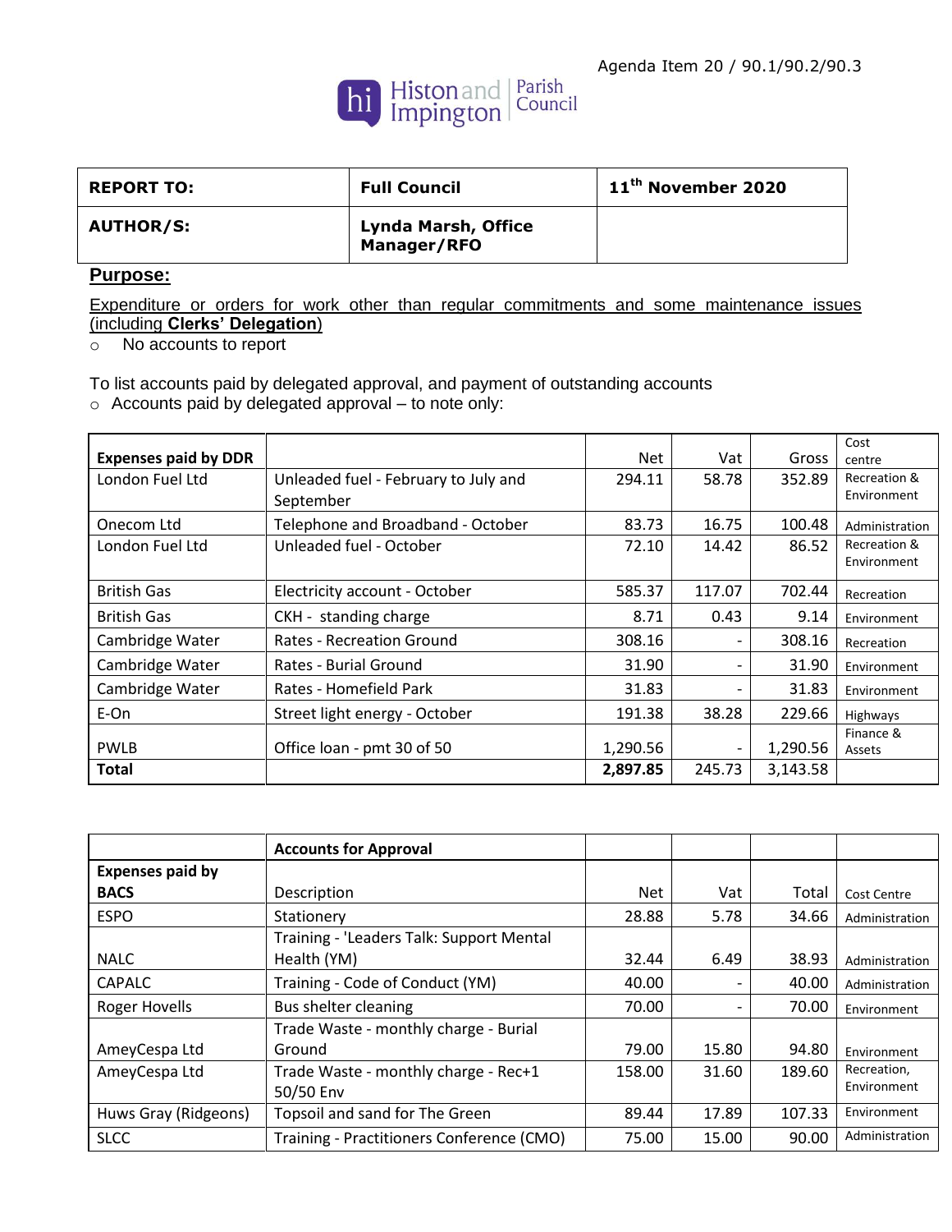Agenda Item 20 / 90.1/90.2/90.3

Histon and Impington Parish Council

| REPORT TO: | Full Council | 11th November 2020 |
|---|---|---|
| AUTHOR/S: | Lynda Marsh, Office Manager/RFO | |

**Purpose:**

Expenditure or orders for work other than regular commitments and some maintenance issues (including **Clerks' Delegation**)

- No accounts to report

To list accounts paid by delegated approval, and payment of outstanding accounts

- Accounts paid by delegated approval – to note only:

| Expenses paid by DDR | | Net | Vat | Gross | Cost centre |
|---|---|---|---|---|---|
| London Fuel Ltd | Unleaded fuel - February to July and September | 294.11 | 58.78 | 352.89 | Recreation & Environment |
| Onecom Ltd | Telephone and Broadband - October | 83.73 | 16.75 | 100.48 | Administration |
| London Fuel Ltd | Unleaded fuel - October | 72.10 | 14.42 | 86.52 | Recreation & Environment |
| British Gas | Electricity account - October | 585.37 | 117.07 | 702.44 | Recreation |
| British Gas | CKH - standing charge | 8.71 | 0.43 | 9.14 | Environment |
| Cambridge Water | Rates - Recreation Ground | 308.16 | - | 308.16 | Recreation |
| Cambridge Water | Rates - Burial Ground | 31.90 | - | 31.90 | Environment |
| Cambridge Water | Rates - Homefield Park | 31.83 | - | 31.83 | Environment |
| E-On | Street light energy - October | 191.38 | 38.28 | 229.66 | Highways |
| PWLB | Office loan - pmt 30 of 50 | 1,290.56 | - | 1,290.56 | Finance & Assets |
| **Total** | | **2,897.85** | 245.73 | 3,143.58 | |

| | **Accounts for Approval** | | | | |
|---|---|---|---|---|---|
| **Expenses paid by BACS** | Description | Net | Vat | Total | Cost Centre |
| ESPO | Stationery | 28.88 | 5.78 | 34.66 | Administration |
| NALC | Training - 'Leaders Talk: Support Mental Health (YM) | 32.44 | 6.49 | 38.93 | Administration |
| CAPALC | Training - Code of Conduct (YM) | 40.00 | - | 40.00 | Administration |
| Roger Hovells | Bus shelter cleaning | 70.00 | - | 70.00 | Environment |
| AmeyCespa Ltd | Trade Waste - monthly charge - Burial Ground | 79.00 | 15.80 | 94.80 | Environment |
| AmeyCespa Ltd | Trade Waste - monthly charge - Rec+1 50/50 Env | 158.00 | 31.60 | 189.60 | Recreation, Environment |
| Huws Gray (Ridgeons) | Topsoil and sand for The Green | 89.44 | 17.89 | 107.33 | Environment |
| SLCC | Training - Practitioners Conference (CMO) | 75.00 | 15.00 | 90.00 | Administration |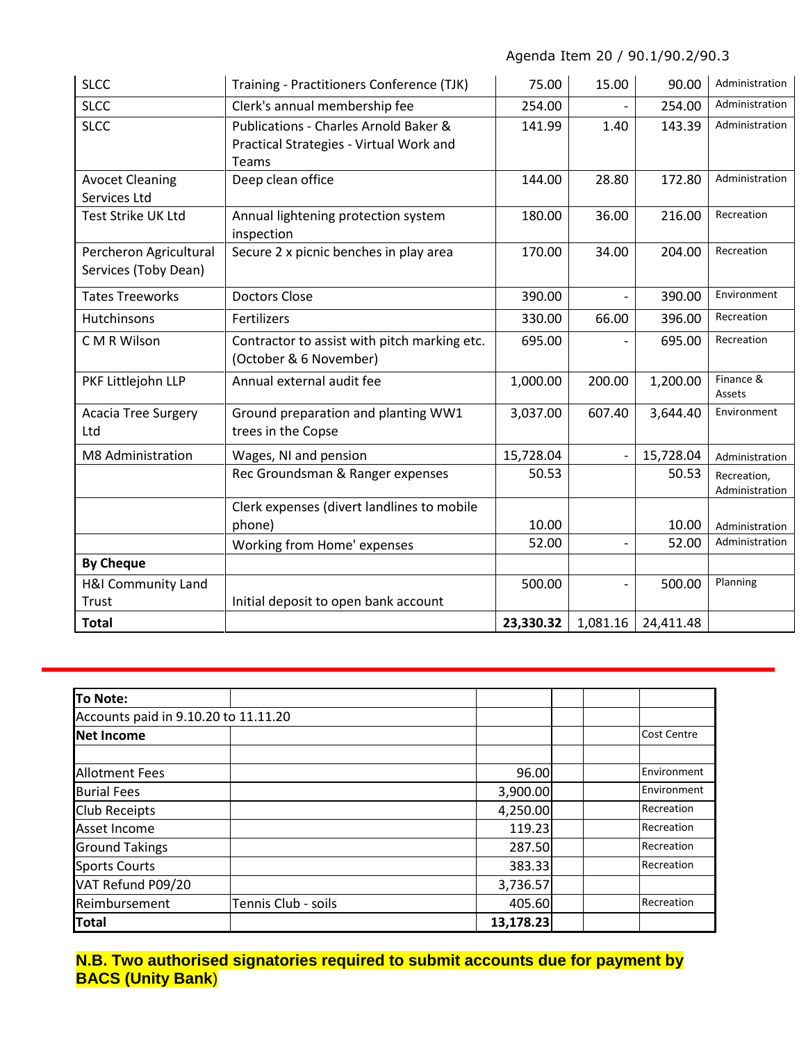Agenda Item 20 / 90.1/90.2/90.3

| | | | | | |
|---|---|---|---|---|---|
| SLCC | Training - Practitioners Conference (TJK) | 75.00 | 15.00 | 90.00 | Administration |
| SLCC | Clerk's annual membership fee | 254.00 | - | 254.00 | Administration |
| SLCC | Publications - Charles Arnold Baker & Practical Strategies - Virtual Work and Teams | 141.99 | 1.40 | 143.39 | Administration |
| Avocet Cleaning Services Ltd | Deep clean office | 144.00 | 28.80 | 172.80 | Administration |
| Test Strike UK Ltd | Annual lightening protection system inspection | 180.00 | 36.00 | 216.00 | Recreation |
| Percheron Agricultural Services (Toby Dean) | Secure 2 x picnic benches in play area | 170.00 | 34.00 | 204.00 | Recreation |
| Tates Treeworks | Doctors Close | 390.00 | - | 390.00 | Environment |
| Hutchinsons | Fertilizers | 330.00 | 66.00 | 396.00 | Recreation |
| C M R Wilson | Contractor to assist with pitch marking etc. (October & 6 November) | 695.00 | - | 695.00 | Recreation |
| PKF Littlejohn LLP | Annual external audit fee | 1,000.00 | 200.00 | 1,200.00 | Finance & Assets |
| Acacia Tree Surgery Ltd | Ground preparation and planting WW1 trees in the Copse | 3,037.00 | 607.40 | 3,644.40 | Environment |
| M8 Administration | Wages, NI and pension | 15,728.04 | - | 15,728.04 | Administration |
| | Rec Groundsman & Ranger expenses | 50.53 | | 50.53 | Recreation, Administration |
| | Clerk expenses (divert landlines to mobile phone) | 10.00 | | 10.00 | Administration |
| | Working from Home' expenses | 52.00 | - | 52.00 | Administration |
| **By Cheque** | | | | | |
| H&I Community Land Trust | Initial deposit to open bank account | 500.00 | - | 500.00 | Planning |
| **Total** | | **23,330.32** | 1,081.16 | 24,411.48 | |

| **To Note:** | | | | | |
|---|---|---|---|---|---|
| Accounts paid in 9.10.20 to 11.11.20 | | | | | |
| **Net Income** | | | | | Cost Centre |
| | | | | | |
| Allotment Fees | | 96.00 | | | Environment |
| Burial Fees | | 3,900.00 | | | Environment |
| Club Receipts | | 4,250.00 | | | Recreation |
| Asset Income | | 119.23 | | | Recreation |
| Ground Takings | | 287.50 | | | Recreation |
| Sports Courts | | 383.33 | | | Recreation |
| VAT Refund P09/20 | | 3,736.57 | | | |
| Reimbursement | Tennis Club - soils | 405.60 | | | Recreation |
| **Total** | | **13,178.23** | | | |

**N.B. Two authorised signatories required to submit accounts due for payment by BACS (Unity Bank)**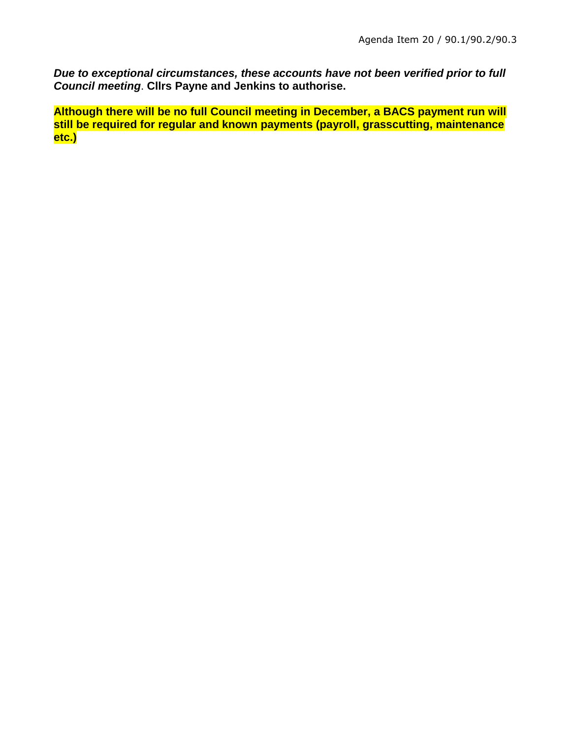Agenda Item 20 / 90.1/90.2/90.3

***Due to exceptional circumstances, these accounts have not been verified prior to full Council meeting*. Cllrs Payne and Jenkins to authorise.**

**Although there will be no full Council meeting in December, a BACS payment run will still be required for regular and known payments (payroll, grasscutting, maintenance etc.)**